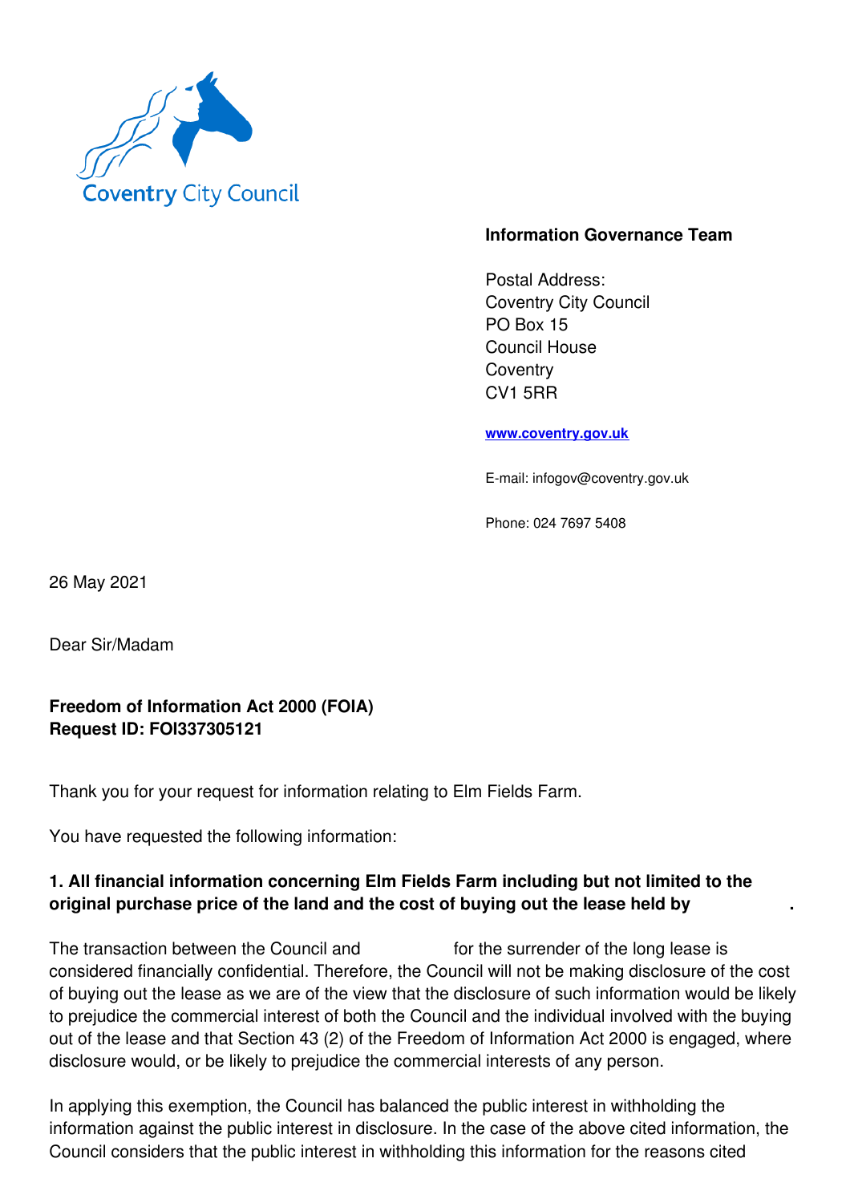Coventry City Council

**Information Governance Team**

Postal Address:
Coventry City Council
PO Box 15
Council House
Coventry
CV1 5RR

www.coventry.gov.uk

E-mail: infogov@coventry.gov.uk

Phone: 024 7697 5408

26 May 2021

Dear Sir/Madam

**Freedom of Information Act 2000 (FOIA)**
**Request ID: FOI337305121**

Thank you for your request for information relating to Elm Fields Farm.

You have requested the following information:

**1. All financial information concerning Elm Fields Farm including but not limited to the original purchase price of the land and the cost of buying out the lease held by .**

The transaction between the Council and for the surrender of the long lease is considered financially confidential. Therefore, the Council will not be making disclosure of the cost of buying out the lease as we are of the view that the disclosure of such information would be likely to prejudice the commercial interest of both the Council and the individual involved with the buying out of the lease and that Section 43 (2) of the Freedom of Information Act 2000 is engaged, where disclosure would, or be likely to prejudice the commercial interests of any person.

In applying this exemption, the Council has balanced the public interest in withholding the information against the public interest in disclosure. In the case of the above cited information, the Council considers that the public interest in withholding this information for the reasons cited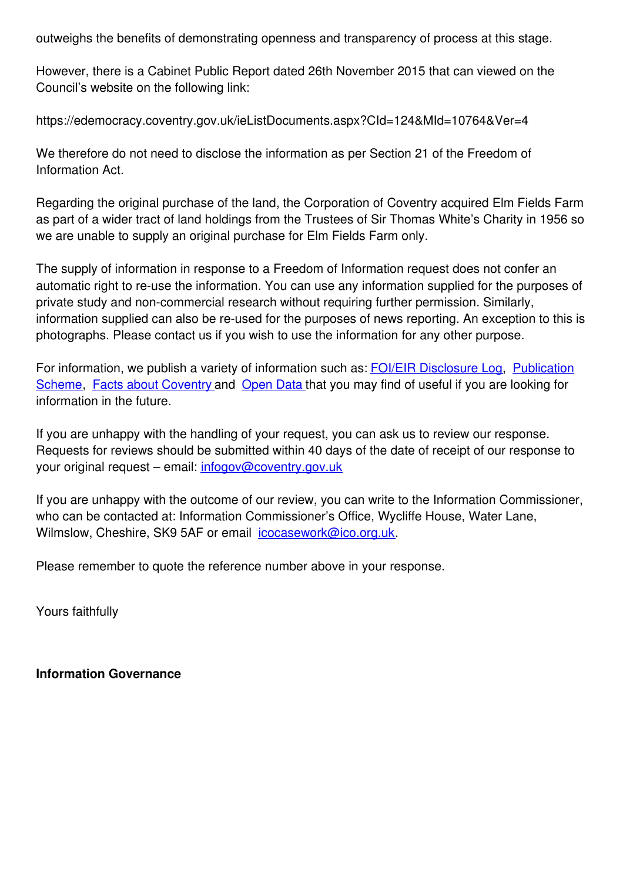outweighs the benefits of demonstrating openness and transparency of process at this stage.

However, there is a Cabinet Public Report dated 26th November 2015 that can viewed on the Council's website on the following link:

https://edemocracy.coventry.gov.uk/ieListDocuments.aspx?CId=124&MId=10764&Ver=4

We therefore do not need to disclose the information as per Section 21 of the Freedom of Information Act.

Regarding the original purchase of the land, the Corporation of Coventry acquired Elm Fields Farm as part of a wider tract of land holdings from the Trustees of Sir Thomas White's Charity in 1956 so we are unable to supply an original purchase for Elm Fields Farm only.

The supply of information in response to a Freedom of Information request does not confer an automatic right to re-use the information. You can use any information supplied for the purposes of private study and non-commercial research without requiring further permission. Similarly, information supplied can also be re-used for the purposes of news reporting. An exception to this is photographs. Please contact us if you wish to use the information for any other purpose.

For information, we publish a variety of information such as: FOI/EIR Disclosure Log, Publication Scheme, Facts about Coventry and Open Data that you may find of useful if you are looking for information in the future.

If you are unhappy with the handling of your request, you can ask us to review our response. Requests for reviews should be submitted within 40 days of the date of receipt of our response to your original request – email: infogov@coventry.gov.uk

If you are unhappy with the outcome of our review, you can write to the Information Commissioner, who can be contacted at: Information Commissioner's Office, Wycliffe House, Water Lane, Wilmslow, Cheshire, SK9 5AF or email icocasework@ico.org.uk.

Please remember to quote the reference number above in your response.

Yours faithfully

**Information Governance**